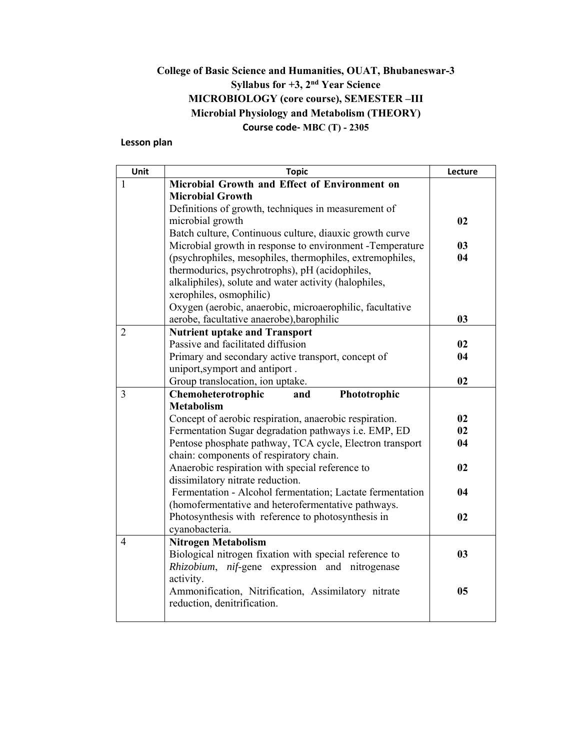**College of Basic Science and Humanities, OUAT, Bhubaneswar-3**
**Syllabus for +3, 2nd Year Science**
**MICROBIOLOGY (core course), SEMESTER –III**
**Microbial Physiology and Metabolism (THEORY)**
**Course code- MBC (T) - 2305**

**Lesson plan**

| Unit | Topic | Lecture |
|---|---|---|
| 1 | **Microbial Growth and Effect of Environment on Microbial Growth** | |
| | Definitions of growth, techniques in measurement of microbial growth | **02** |
| | Batch culture, Continuous culture, diauxic growth curve | **03** |
| | Microbial growth in response to environment -Temperature (psychrophiles, mesophiles, thermophiles, extremophiles, thermodurics, psychrotrophs), pH (acidophiles, alkaliphiles), solute and water activity (halophiles, xerophiles, osmophilic) | **04** |
| | Oxygen (aerobic, anaerobic, microaerophilic, facultative aerobe, facultative anaerobe),barophilic | **03** |
| 2 | **Nutrient uptake and Transport** | |
| | Passive and facilitated diffusion | **02** |
| | Primary and secondary active transport, concept of uniport,symport and antiport . | **04** |
| | Group translocation, ion uptake. | **02** |
| 3 | **Chemoheterotrophic and Phototrophic Metabolism** | |
| | Concept of aerobic respiration, anaerobic respiration. | **02** |
| | Fermentation Sugar degradation pathways i.e. EMP, ED | **02** |
| | Pentose phosphate pathway, TCA cycle, Electron transport chain: components of respiratory chain. | **04** |
| | Anaerobic respiration with special reference to dissimilatory nitrate reduction. | **02** |
| | Fermentation - Alcohol fermentation; Lactate fermentation (homofermentative and heterofermentative pathways. | **04** |
| | Photosynthesis with reference to photosynthesis in cyanobacteria. | **02** |
| 4 | **Nitrogen Metabolism** | |
| | Biological nitrogen fixation with special reference to *Rhizobium*, *nif*-gene expression and nitrogenase activity. | **03** |
| | Ammonification, Nitrification, Assimilatory nitrate reduction, denitrification. | **05** |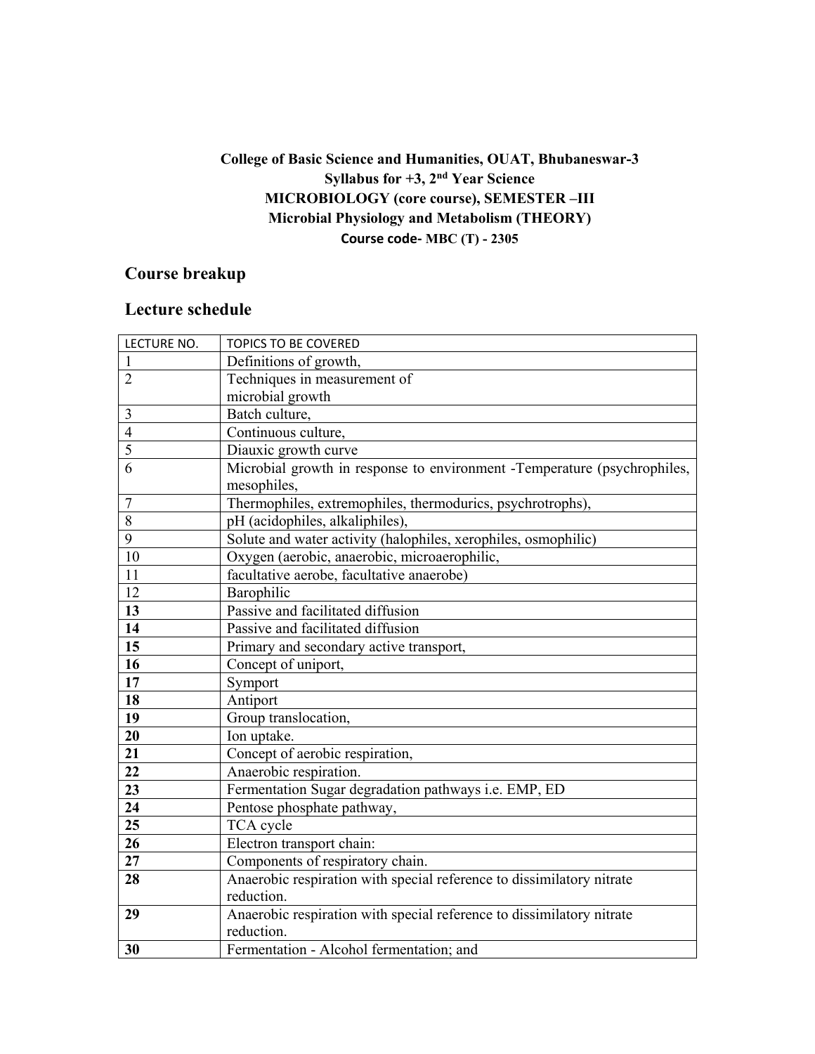**College of Basic Science and Humanities, OUAT, Bhubaneswar-3**
**Syllabus for +3, 2nd Year Science**
**MICROBIOLOGY (core course), SEMESTER –III**
**Microbial Physiology and Metabolism (THEORY)**
**Course code- MBC (T) - 2305**

## Course breakup

## Lecture schedule

| LECTURE NO. | TOPICS TO BE COVERED |
|---|---|
| 1 | Definitions of growth, |
| 2 | Techniques in measurement of microbial growth |
| 3 | Batch culture, |
| 4 | Continuous culture, |
| 5 | Diauxic growth curve |
| 6 | Microbial growth in response to environment -Temperature (psychrophiles, mesophiles, |
| 7 | Thermophiles, extremophiles, thermodurics, psychrotrophs), |
| 8 | pH (acidophiles, alkaliphiles), |
| 9 | Solute and water activity (halophiles, xerophiles, osmophilic) |
| 10 | Oxygen (aerobic, anaerobic, microaerophilic, |
| 11 | facultative aerobe, facultative anaerobe) |
| 12 | Barophilic |
| **13** | Passive and facilitated diffusion |
| **14** | Passive and facilitated diffusion |
| **15** | Primary and secondary active transport, |
| **16** | Concept of uniport, |
| **17** | Symport |
| **18** | Antiport |
| **19** | Group translocation, |
| **20** | Ion uptake. |
| **21** | Concept of aerobic respiration, |
| **22** | Anaerobic respiration. |
| **23** | Fermentation Sugar degradation pathways i.e. EMP, ED |
| **24** | Pentose phosphate pathway, |
| **25** | TCA cycle |
| **26** | Electron transport chain: |
| **27** | Components of respiratory chain. |
| **28** | Anaerobic respiration with special reference to dissimilatory nitrate reduction. |
| **29** | Anaerobic respiration with special reference to dissimilatory nitrate reduction. |
| **30** | Fermentation - Alcohol fermentation; and |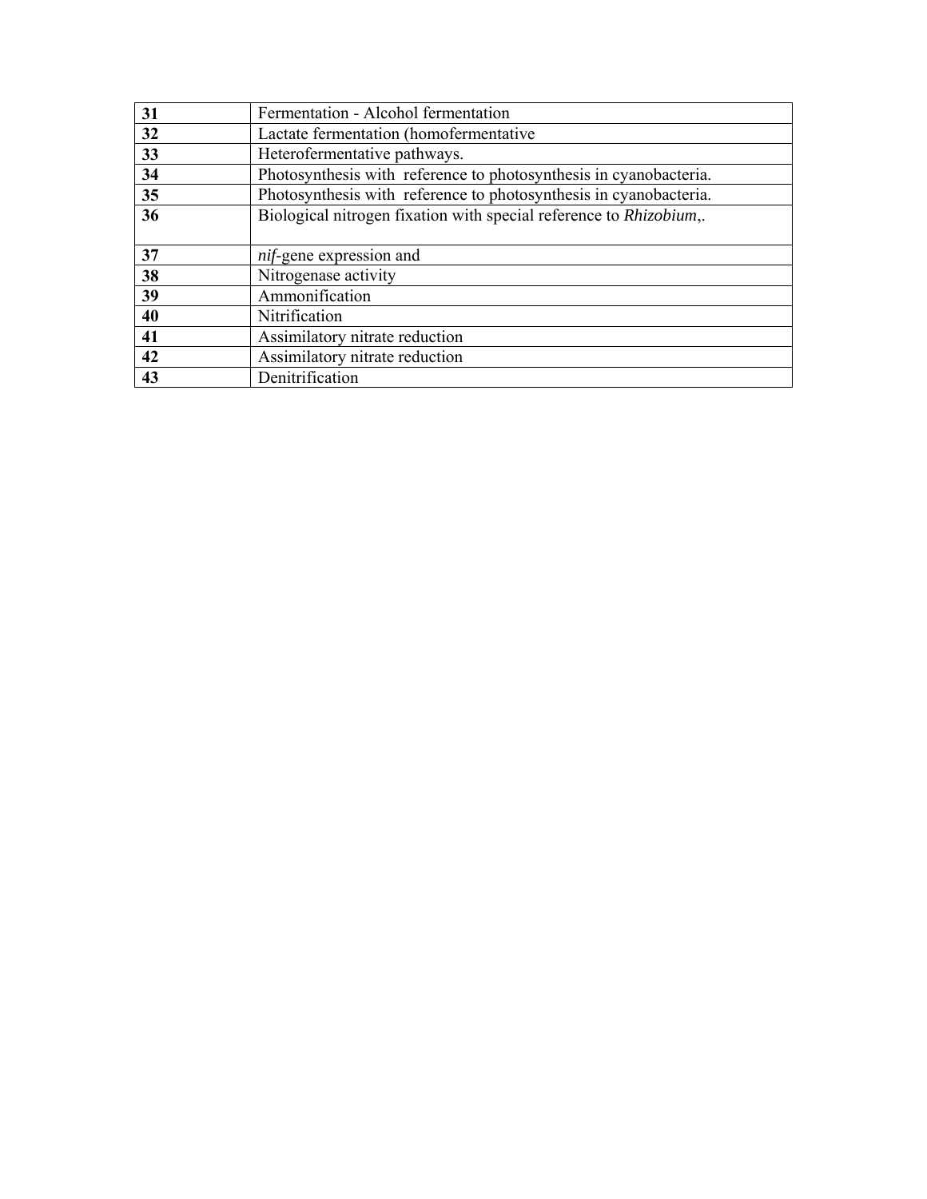| **31** | Fermentation - Alcohol fermentation |
|---|---|
| **32** | Lactate fermentation (homofermentative |
| **33** | Heterofermentative pathways. |
| **34** | Photosynthesis with reference to photosynthesis in cyanobacteria. |
| **35** | Photosynthesis with reference to photosynthesis in cyanobacteria. |
| **36** | Biological nitrogen fixation with special reference to *Rhizobium*,. |
| **37** | *nif*-gene expression and |
| **38** | Nitrogenase activity |
| **39** | Ammonification |
| **40** | Nitrification |
| **41** | Assimilatory nitrate reduction |
| **42** | Assimilatory nitrate reduction |
| **43** | Denitrification |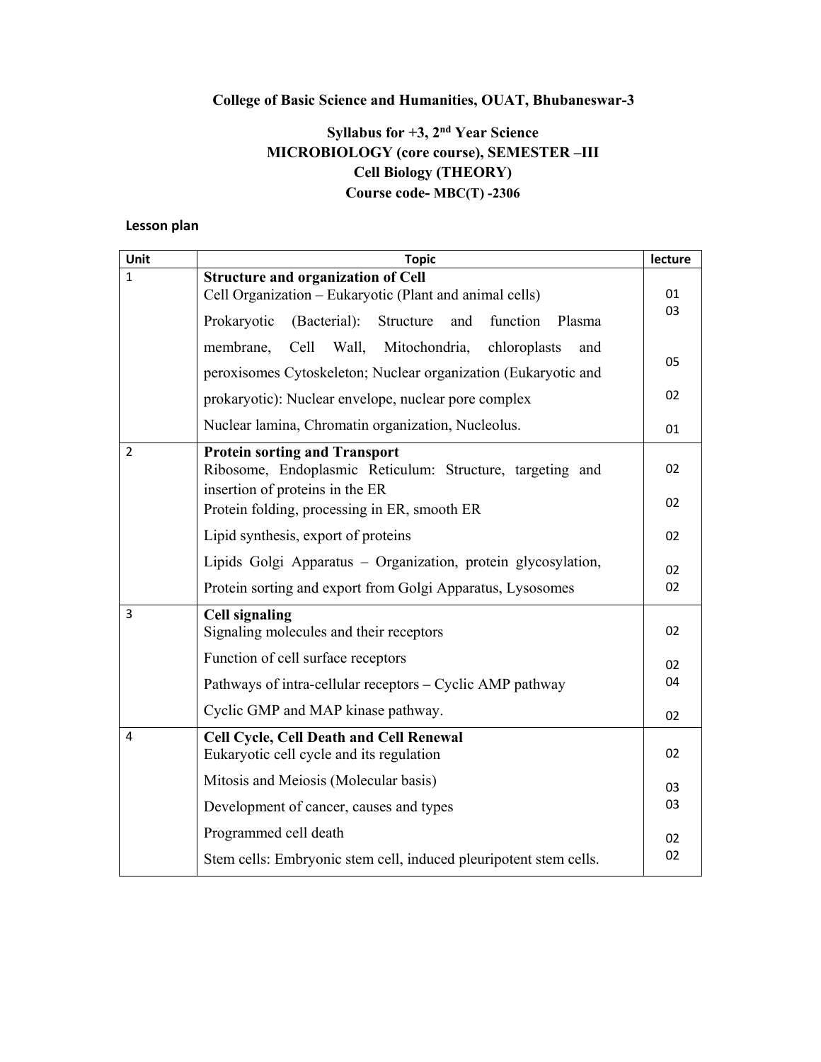**College of Basic Science and Humanities, OUAT, Bhubaneswar-3**

**Syllabus for +3, 2nd Year Science**
**MICROBIOLOGY (core course), SEMESTER –III**
**Cell Biology (THEORY)**
**Course code- MBC(T) -2306**

**Lesson plan**

| Unit | Topic | lecture |
|---|---|---|
| 1 | **Structure and organization of Cell** | |
| | Cell Organization – Eukaryotic (Plant and animal cells) | 01 |
| | Prokaryotic (Bacterial): Structure and function Plasma membrane, Cell Wall, Mitochondria, chloroplasts and peroxisomes Cytoskeleton; Nuclear organization (Eukaryotic and prokaryotic): Nuclear envelope, nuclear pore complex | 03 |
| | | 05 |
| | | 02 |
| | Nuclear lamina, Chromatin organization, Nucleolus. | 01 |
| 2 | **Protein sorting and Transport** | |
| | Ribosome, Endoplasmic Reticulum: Structure, targeting and insertion of proteins in the ER | 02 |
| | Protein folding, processing in ER, smooth ER | 02 |
| | Lipid synthesis, export of proteins | 02 |
| | Lipids Golgi Apparatus – Organization, protein glycosylation, | 02 |
| | Protein sorting and export from Golgi Apparatus, Lysosomes | 02 |
| 3 | **Cell signaling** | |
| | Signaling molecules and their receptors | 02 |
| | Function of cell surface receptors | 02 |
| | Pathways of intra-cellular receptors – Cyclic AMP pathway | 04 |
| | Cyclic GMP and MAP kinase pathway. | 02 |
| 4 | **Cell Cycle, Cell Death and Cell Renewal** | |
| | Eukaryotic cell cycle and its regulation | 02 |
| | Mitosis and Meiosis (Molecular basis) | 03 |
| | Development of cancer, causes and types | 03 |
| | Programmed cell death | 02 |
| | Stem cells: Embryonic stem cell, induced pleuripotent stem cells. | 02 |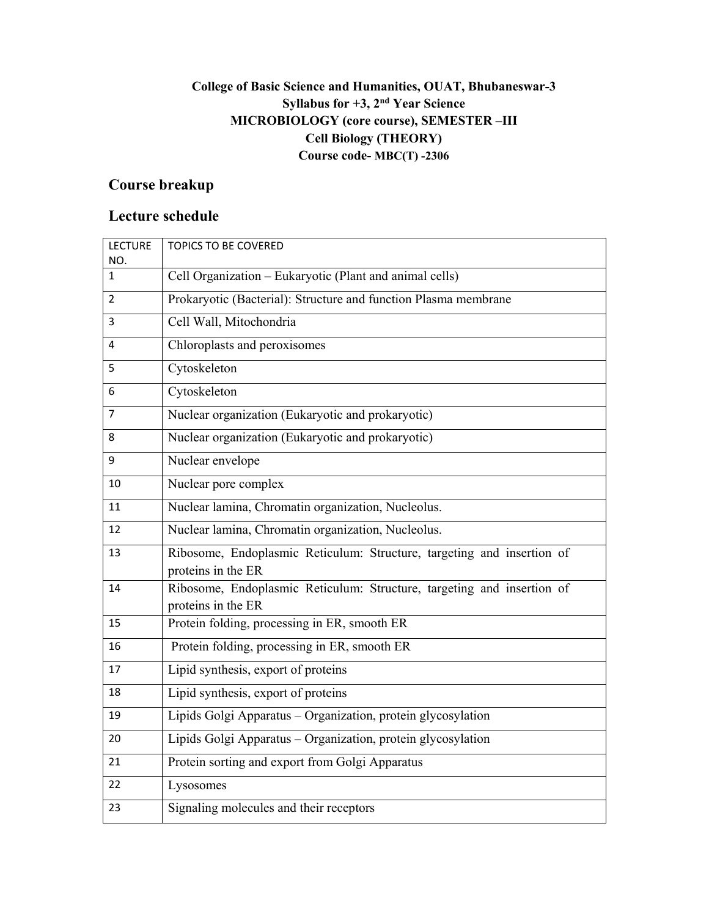**College of Basic Science and Humanities, OUAT, Bhubaneswar-3**
**Syllabus for +3, 2nd Year Science**
**MICROBIOLOGY (core course), SEMESTER –III**
**Cell Biology (THEORY)**
**Course code- MBC(T) -2306**

## Course breakup

## Lecture schedule

| LECTURE NO. | TOPICS TO BE COVERED |
|---|---|
| 1 | Cell Organization – Eukaryotic (Plant and animal cells) |
| 2 | Prokaryotic (Bacterial): Structure and function Plasma membrane |
| 3 | Cell Wall, Mitochondria |
| 4 | Chloroplasts and peroxisomes |
| 5 | Cytoskeleton |
| 6 | Cytoskeleton |
| 7 | Nuclear organization (Eukaryotic and prokaryotic) |
| 8 | Nuclear organization (Eukaryotic and prokaryotic) |
| 9 | Nuclear envelope |
| 10 | Nuclear pore complex |
| 11 | Nuclear lamina, Chromatin organization, Nucleolus. |
| 12 | Nuclear lamina, Chromatin organization, Nucleolus. |
| 13 | Ribosome, Endoplasmic Reticulum: Structure, targeting and insertion of proteins in the ER |
| 14 | Ribosome, Endoplasmic Reticulum: Structure, targeting and insertion of proteins in the ER |
| 15 | Protein folding, processing in ER, smooth ER |
| 16 | Protein folding, processing in ER, smooth ER |
| 17 | Lipid synthesis, export of proteins |
| 18 | Lipid synthesis, export of proteins |
| 19 | Lipids Golgi Apparatus – Organization, protein glycosylation |
| 20 | Lipids Golgi Apparatus – Organization, protein glycosylation |
| 21 | Protein sorting and export from Golgi Apparatus |
| 22 | Lysosomes |
| 23 | Signaling molecules and their receptors |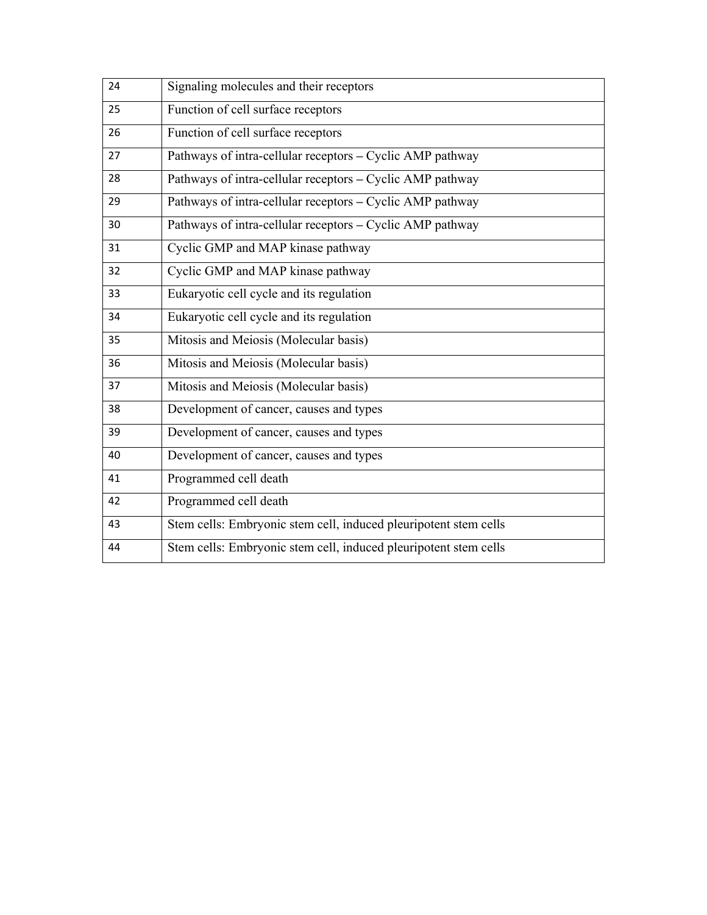| | |
|---|---|
| 24 | Signaling molecules and their receptors |
| 25 | Function of cell surface receptors |
| 26 | Function of cell surface receptors |
| 27 | Pathways of intra-cellular receptors – Cyclic AMP pathway |
| 28 | Pathways of intra-cellular receptors – Cyclic AMP pathway |
| 29 | Pathways of intra-cellular receptors – Cyclic AMP pathway |
| 30 | Pathways of intra-cellular receptors – Cyclic AMP pathway |
| 31 | Cyclic GMP and MAP kinase pathway |
| 32 | Cyclic GMP and MAP kinase pathway |
| 33 | Eukaryotic cell cycle and its regulation |
| 34 | Eukaryotic cell cycle and its regulation |
| 35 | Mitosis and Meiosis (Molecular basis) |
| 36 | Mitosis and Meiosis (Molecular basis) |
| 37 | Mitosis and Meiosis (Molecular basis) |
| 38 | Development of cancer, causes and types |
| 39 | Development of cancer, causes and types |
| 40 | Development of cancer, causes and types |
| 41 | Programmed cell death |
| 42 | Programmed cell death |
| 43 | Stem cells: Embryonic stem cell, induced pleuripotent stem cells |
| 44 | Stem cells: Embryonic stem cell, induced pleuripotent stem cells |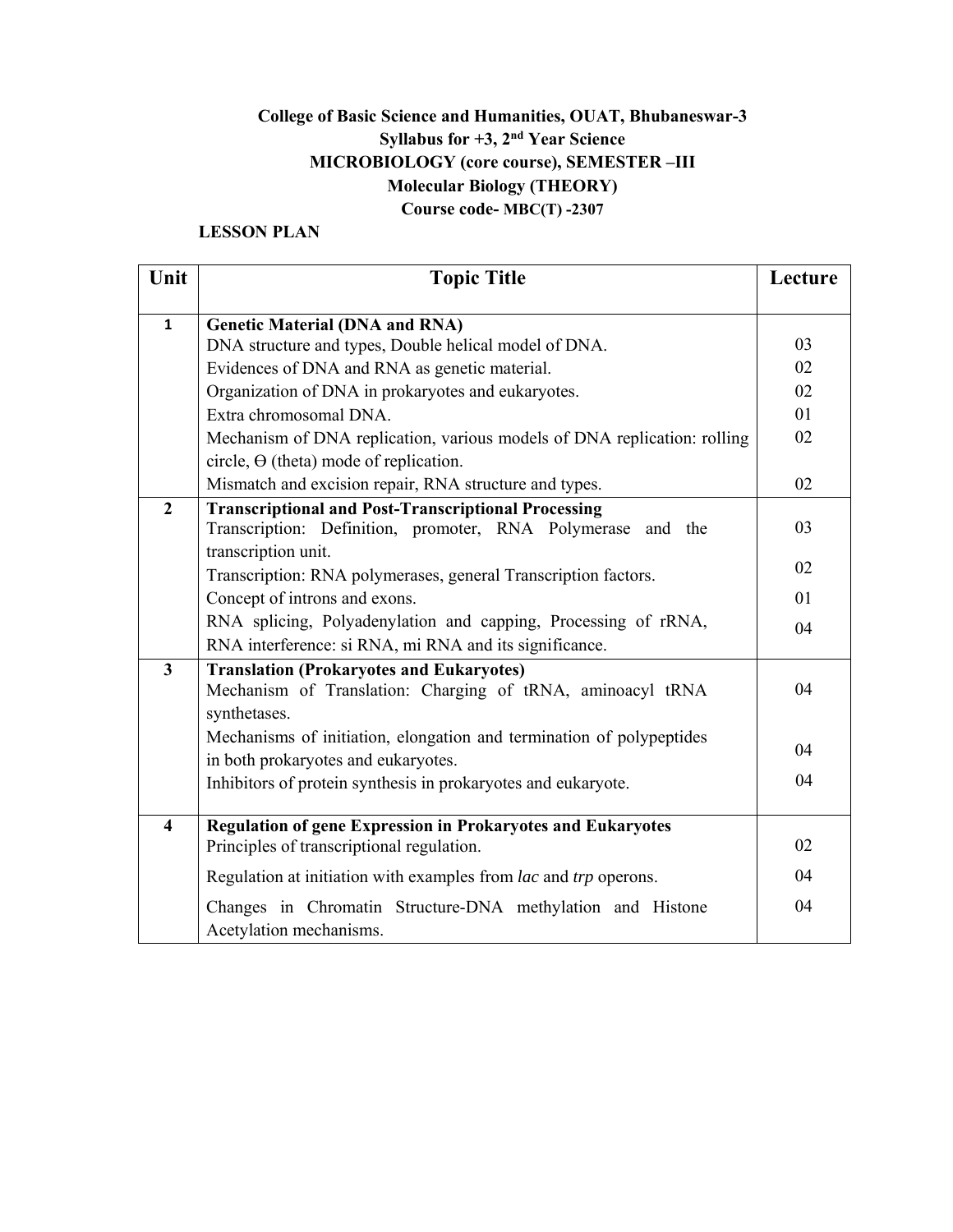**College of Basic Science and Humanities, OUAT, Bhubaneswar-3**
**Syllabus for +3, 2nd Year Science**
**MICROBIOLOGY (core course), SEMESTER –III**
**Molecular Biology (THEORY)**
**Course code- MBC(T) -2307**

**LESSON PLAN**

| Unit | Topic Title | Lecture |
|---|---|---|
| **1** | **Genetic Material (DNA and RNA)** | |
| | DNA structure and types, Double helical model of DNA. | 03 |
| | Evidences of DNA and RNA as genetic material. | 02 |
| | Organization of DNA in prokaryotes and eukaryotes. | 02 |
| | Extra chromosomal DNA. | 01 |
| | Mechanism of DNA replication, various models of DNA replication: rolling circle, ϴ (theta) mode of replication. | 02 |
| | Mismatch and excision repair, RNA structure and types. | 02 |
| **2** | **Transcriptional and Post-Transcriptional Processing** | |
| | Transcription: Definition, promoter, RNA Polymerase and the transcription unit. | 03 |
| | Transcription: RNA polymerases, general Transcription factors. | 02 |
| | Concept of introns and exons. | 01 |
| | RNA splicing, Polyadenylation and capping, Processing of rRNA, RNA interference: si RNA, mi RNA and its significance. | 04 |
| **3** | **Translation (Prokaryotes and Eukaryotes)** | |
| | Mechanism of Translation: Charging of tRNA, aminoacyl tRNA synthetases. | 04 |
| | Mechanisms of initiation, elongation and termination of polypeptides in both prokaryotes and eukaryotes. | 04 |
| | Inhibitors of protein synthesis in prokaryotes and eukaryote. | 04 |
| **4** | **Regulation of gene Expression in Prokaryotes and Eukaryotes** | |
| | Principles of transcriptional regulation. | 02 |
| | Regulation at initiation with examples from *lac* and *trp* operons. | 04 |
| | Changes in Chromatin Structure-DNA methylation and Histone Acetylation mechanisms. | 04 |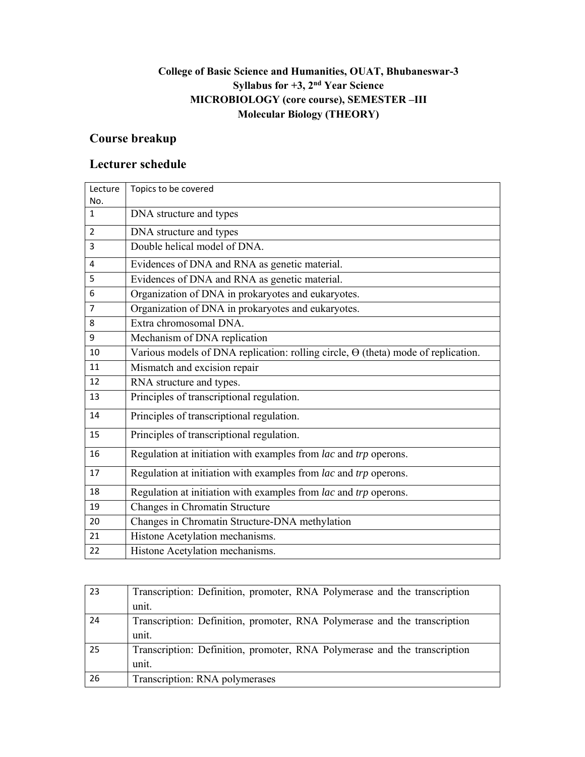**College of Basic Science and Humanities, OUAT, Bhubaneswar-3**
**Syllabus for +3, 2nd Year Science**
**MICROBIOLOGY (core course), SEMESTER –III**
**Molecular Biology (THEORY)**

## Course breakup

## Lecturer schedule

| Lecture No. | Topics to be covered |
|---|---|
| 1 | DNA structure and types |
| 2 | DNA structure and types |
| 3 | Double helical model of DNA. |
| 4 | Evidences of DNA and RNA as genetic material. |
| 5 | Evidences of DNA and RNA as genetic material. |
| 6 | Organization of DNA in prokaryotes and eukaryotes. |
| 7 | Organization of DNA in prokaryotes and eukaryotes. |
| 8 | Extra chromosomal DNA. |
| 9 | Mechanism of DNA replication |
| 10 | Various models of DNA replication: rolling circle, Θ (theta) mode of replication. |
| 11 | Mismatch and excision repair |
| 12 | RNA structure and types. |
| 13 | Principles of transcriptional regulation. |
| 14 | Principles of transcriptional regulation. |
| 15 | Principles of transcriptional regulation. |
| 16 | Regulation at initiation with examples from *lac* and *trp* operons. |
| 17 | Regulation at initiation with examples from *lac* and *trp* operons. |
| 18 | Regulation at initiation with examples from *lac* and *trp* operons. |
| 19 | Changes in Chromatin Structure |
| 20 | Changes in Chromatin Structure-DNA methylation |
| 21 | Histone Acetylation mechanisms. |
| 22 | Histone Acetylation mechanisms. |
| 23 | Transcription: Definition, promoter, RNA Polymerase and the transcription unit. |
| 24 | Transcription: Definition, promoter, RNA Polymerase and the transcription unit. |
| 25 | Transcription: Definition, promoter, RNA Polymerase and the transcription unit. |
| 26 | Transcription: RNA polymerases |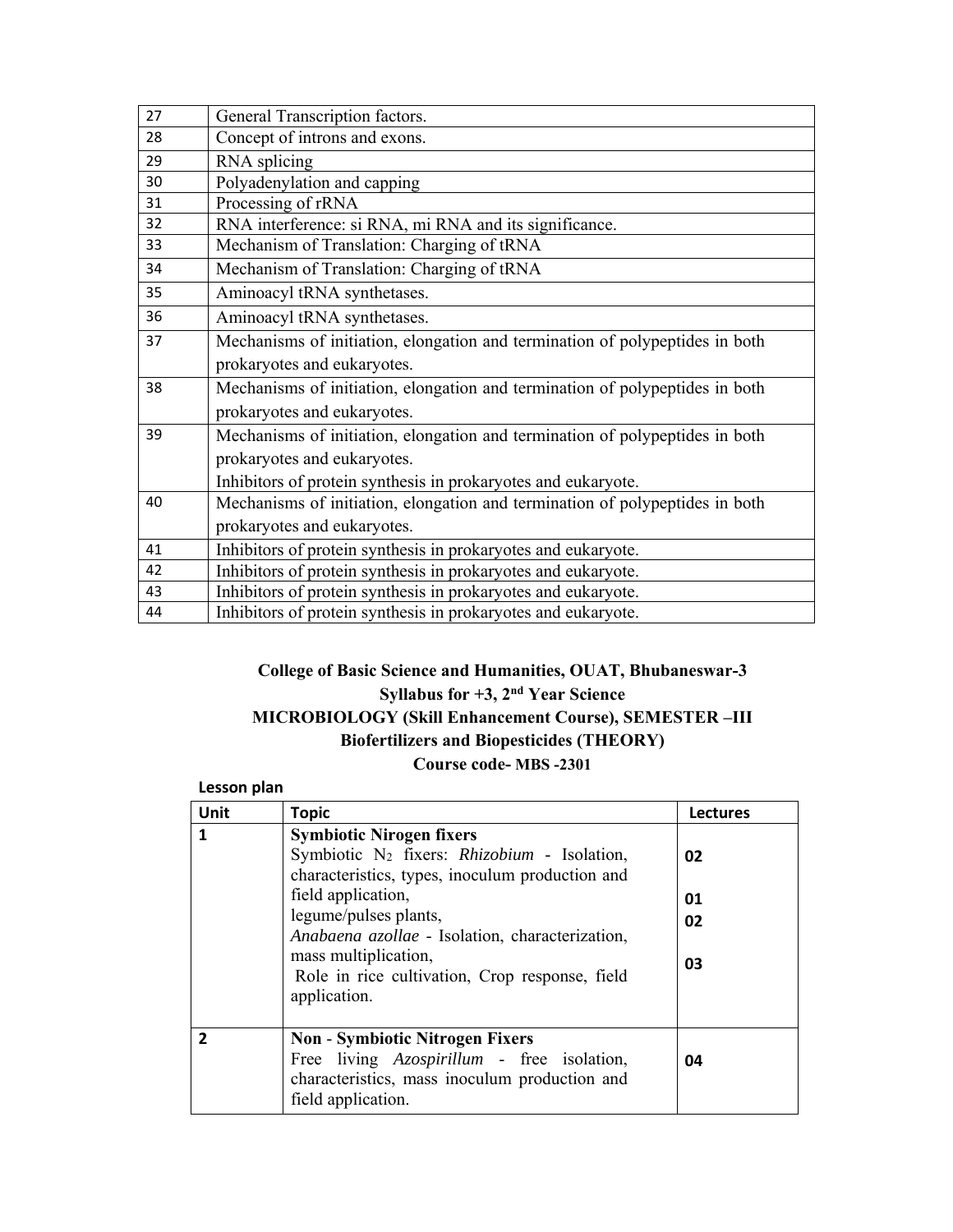| | |
|---|---|
| 27 | General Transcription factors. |
| 28 | Concept of introns and exons. |
| 29 | RNA splicing |
| 30 | Polyadenylation and capping |
| 31 | Processing of rRNA |
| 32 | RNA interference: si RNA, mi RNA and its significance. |
| 33 | Mechanism of Translation: Charging of tRNA |
| 34 | Mechanism of Translation: Charging of tRNA |
| 35 | Aminoacyl tRNA synthetases. |
| 36 | Aminoacyl tRNA synthetases. |
| 37 | Mechanisms of initiation, elongation and termination of polypeptides in both prokaryotes and eukaryotes. |
| 38 | Mechanisms of initiation, elongation and termination of polypeptides in both prokaryotes and eukaryotes. |
| 39 | Mechanisms of initiation, elongation and termination of polypeptides in both prokaryotes and eukaryotes.<br>Inhibitors of protein synthesis in prokaryotes and eukaryote. |
| 40 | Mechanisms of initiation, elongation and termination of polypeptides in both prokaryotes and eukaryotes. |
| 41 | Inhibitors of protein synthesis in prokaryotes and eukaryote. |
| 42 | Inhibitors of protein synthesis in prokaryotes and eukaryote. |
| 43 | Inhibitors of protein synthesis in prokaryotes and eukaryote. |
| 44 | Inhibitors of protein synthesis in prokaryotes and eukaryote. |

**College of Basic Science and Humanities, OUAT, Bhubaneswar-3**
**Syllabus for +3, 2nd Year Science**
**MICROBIOLOGY (Skill Enhancement Course), SEMESTER –III**
**Biofertilizers and Biopesticides (THEORY)**
**Course code- MBS -2301**

**Lesson plan**

| Unit | Topic | Lectures |
|---|---|---|
| 1 | **Symbiotic Nirogen fixers**<br>Symbiotic $N_2$ fixers: *Rhizobium* - Isolation, characteristics, types, inoculum production and field application,<br>legume/pulses plants,<br>*Anabaena azollae* - Isolation, characterization, mass multiplication,<br>Role in rice cultivation, Crop response, field application. | 02<br><br>01<br>02<br><br>03 |
| 2 | **Non - Symbiotic Nitrogen Fixers**<br>Free living *Azospirillum* - free isolation, characteristics, mass inoculum production and field application. | 04 |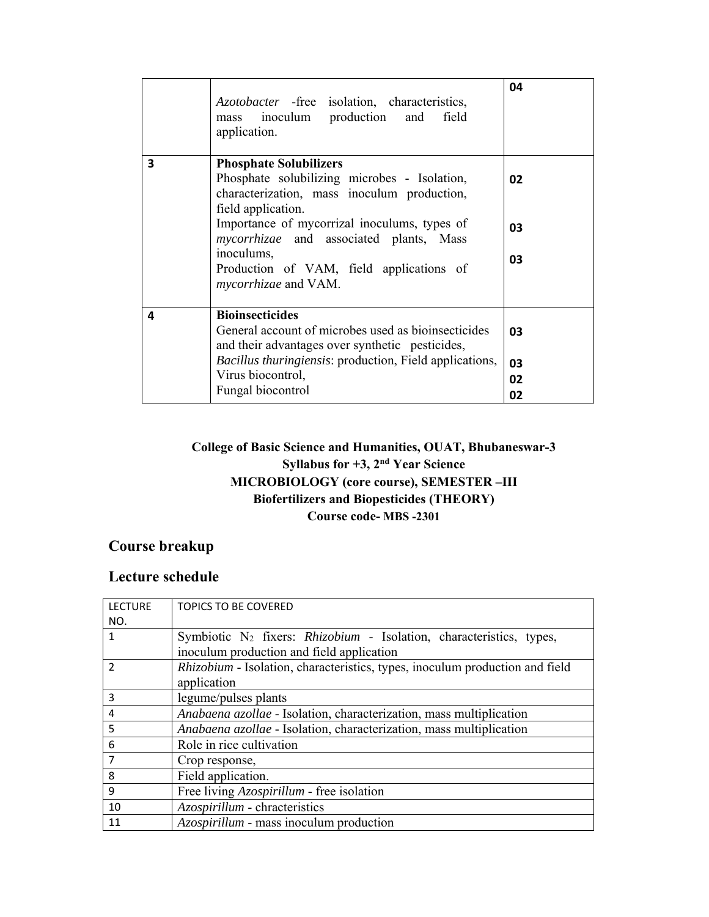|  | *Azotobacter* -free isolation, characteristics, mass inoculum production and field application. | **04** |
|---|---|---|
| **3** | **Phosphate Solubilizers**<br>Phosphate solubilizing microbes - Isolation, characterization, mass inoculum production, field application.<br>Importance of mycorrizal inoculums, types of *mycorrhizae* and associated plants, Mass inoculums,<br>Production of VAM, field applications of *mycorrhizae* and VAM. | **02**<br><br>**03**<br><br>**03** |
| **4** | **Bioinsecticides**<br>General account of microbes used as bioinsecticides and their advantages over synthetic pesticides,<br>*Bacillus thuringiensis*: production, Field applications,<br>Virus biocontrol,<br>Fungal biocontrol | **03**<br><br>**03**<br>**02**<br>**02** |

**College of Basic Science and Humanities, OUAT, Bhubaneswar-3**
**Syllabus for +3, 2nd Year Science**
**MICROBIOLOGY (core course), SEMESTER –III**
**Biofertilizers and Biopesticides (THEORY)**
**Course code- MBS -2301**

## Course breakup

## Lecture schedule

| LECTURE NO. | TOPICS TO BE COVERED |
|---|---|
| 1 | Symbiotic $N_2$ fixers: *Rhizobium* - Isolation, characteristics, types, inoculum production and field application |
| 2 | *Rhizobium* - Isolation, characteristics, types, inoculum production and field application |
| 3 | legume/pulses plants |
| 4 | *Anabaena azollae* - Isolation, characterization, mass multiplication |
| 5 | *Anabaena azollae* - Isolation, characterization, mass multiplication |
| 6 | Role in rice cultivation |
| 7 | Crop response, |
| 8 | Field application. |
| 9 | Free living *Azospirillum* - free isolation |
| 10 | *Azospirillum* - chracteristics |
| 11 | *Azospirillum* - mass inoculum production |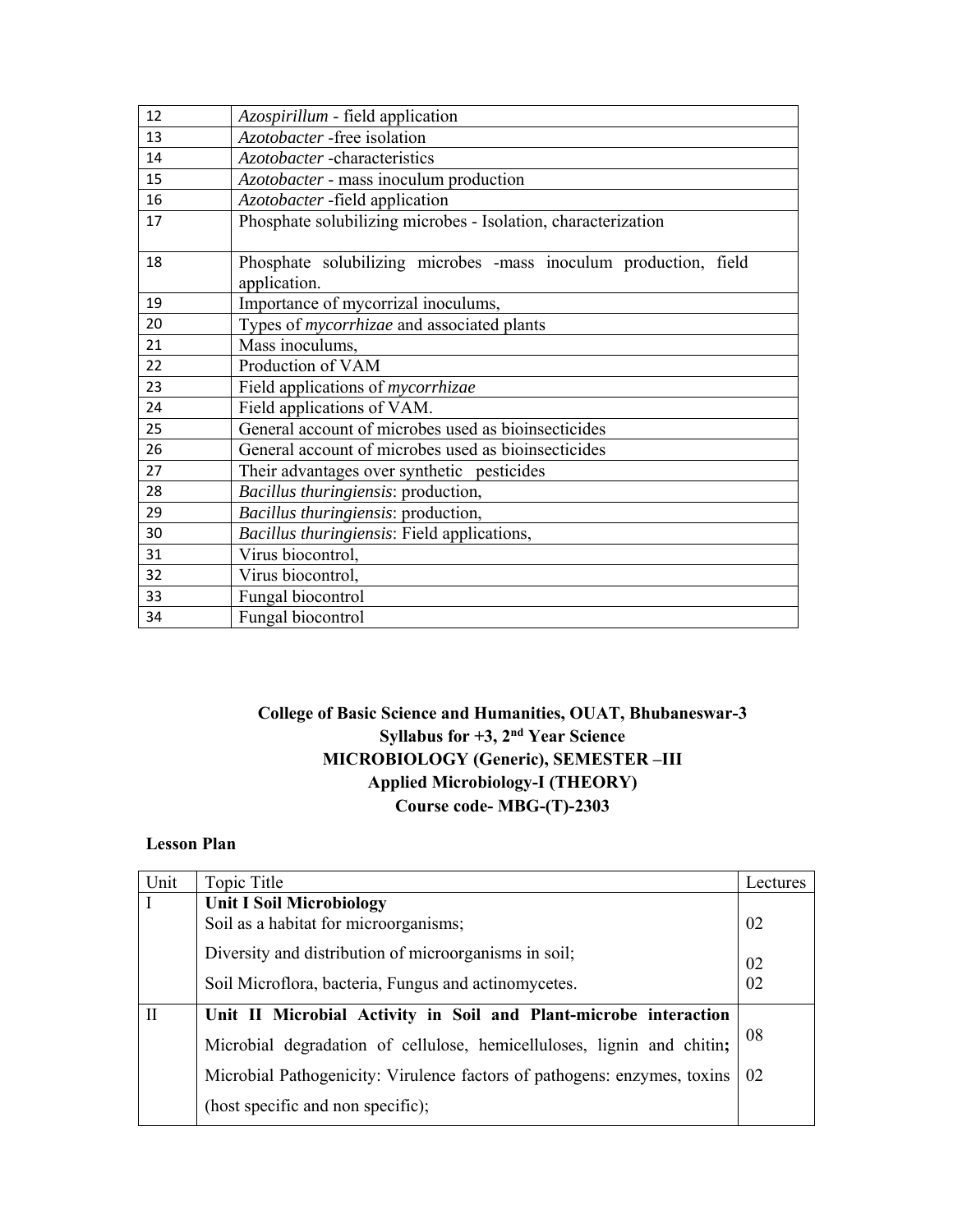| | |
|---|---|
| 12 | *Azospirillum* - field application |
| 13 | *Azotobacter* -free isolation |
| 14 | *Azotobacter* -characteristics |
| 15 | *Azotobacter* - mass inoculum production |
| 16 | *Azotobacter* -field application |
| 17 | Phosphate solubilizing microbes - Isolation, characterization |
| 18 | Phosphate solubilizing microbes -mass inoculum production, field application. |
| 19 | Importance of mycorrizal inoculums, |
| 20 | Types of *mycorrhizae* and associated plants |
| 21 | Mass inoculums, |
| 22 | Production of VAM |
| 23 | Field applications of *mycorrhizae* |
| 24 | Field applications of VAM. |
| 25 | General account of microbes used as bioinsecticides |
| 26 | General account of microbes used as bioinsecticides |
| 27 | Their advantages over synthetic pesticides |
| 28 | *Bacillus thuringiensis*: production, |
| 29 | *Bacillus thuringiensis*: production, |
| 30 | *Bacillus thuringiensis*: Field applications, |
| 31 | Virus biocontrol, |
| 32 | Virus biocontrol, |
| 33 | Fungal biocontrol |
| 34 | Fungal biocontrol |

**College of Basic Science and Humanities, OUAT, Bhubaneswar-3**
**Syllabus for +3, 2nd Year Science**
**MICROBIOLOGY (Generic), SEMESTER –III**
**Applied Microbiology-I (THEORY)**
**Course code- MBG-(T)-2303**

**Lesson Plan**

| Unit | Topic Title | Lectures |
|---|---|---|
| I | **Unit I Soil Microbiology** | |
| | Soil as a habitat for microorganisms; | 02 |
| | Diversity and distribution of microorganisms in soil; | 02 |
| | Soil Microflora, bacteria, Fungus and actinomycetes. | 02 |
| II | **Unit II Microbial Activity in Soil and Plant-microbe interaction** | |
| | Microbial degradation of cellulose, hemicelluloses, lignin and chitin; | 08 |
| | Microbial Pathogenicity: Virulence factors of pathogens: enzymes, toxins (host specific and non specific); | 02 |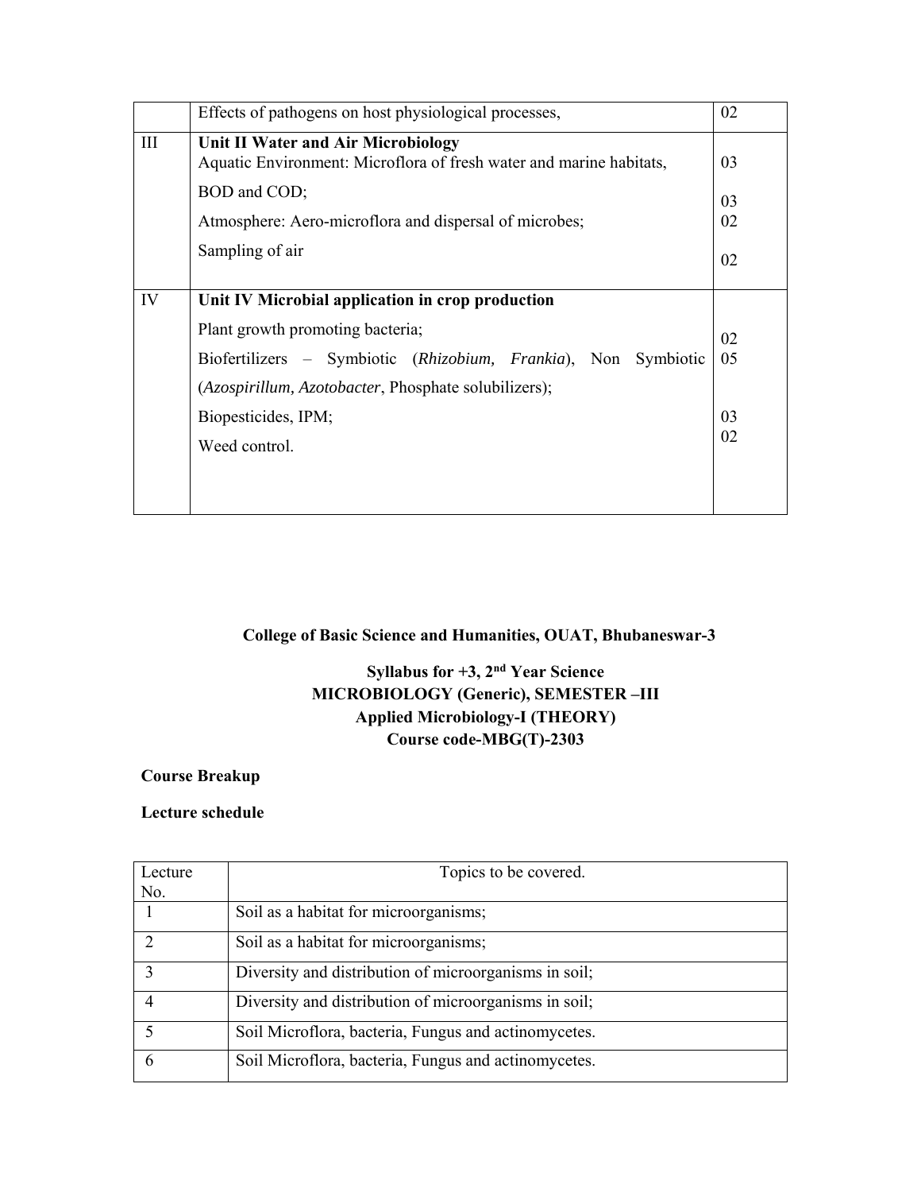| | | |
|---|---|---|
| | Effects of pathogens on host physiological processes, | 02 |
| III | **Unit II Water and Air Microbiology**<br>Aquatic Environment: Microflora of fresh water and marine habitats,<br>BOD and COD;<br>Atmosphere: Aero-microflora and dispersal of microbes;<br>Sampling of air | <br>03<br>03<br>02<br>02 |
| IV | **Unit IV Microbial application in crop production**<br>Plant growth promoting bacteria;<br>Biofertilizers – Symbiotic (*Rhizobium, Frankia*), Non Symbiotic (*Azospirillum, Azotobacter*, Phosphate solubilizers);<br>Biopesticides, IPM;<br>Weed control. | <br>02<br>05<br><br>03<br>02 |

**College of Basic Science and Humanities, OUAT, Bhubaneswar-3**

**Syllabus for +3, 2nd Year Science**
**MICROBIOLOGY (Generic), SEMESTER –III**
**Applied Microbiology-I (THEORY)**
**Course code-MBG(T)-2303**

**Course Breakup**

**Lecture schedule**

| Lecture No. | Topics to be covered. |
|---|---|
| 1 | Soil as a habitat for microorganisms; |
| 2 | Soil as a habitat for microorganisms; |
| 3 | Diversity and distribution of microorganisms in soil; |
| 4 | Diversity and distribution of microorganisms in soil; |
| 5 | Soil Microflora, bacteria, Fungus and actinomycetes. |
| 6 | Soil Microflora, bacteria, Fungus and actinomycetes. |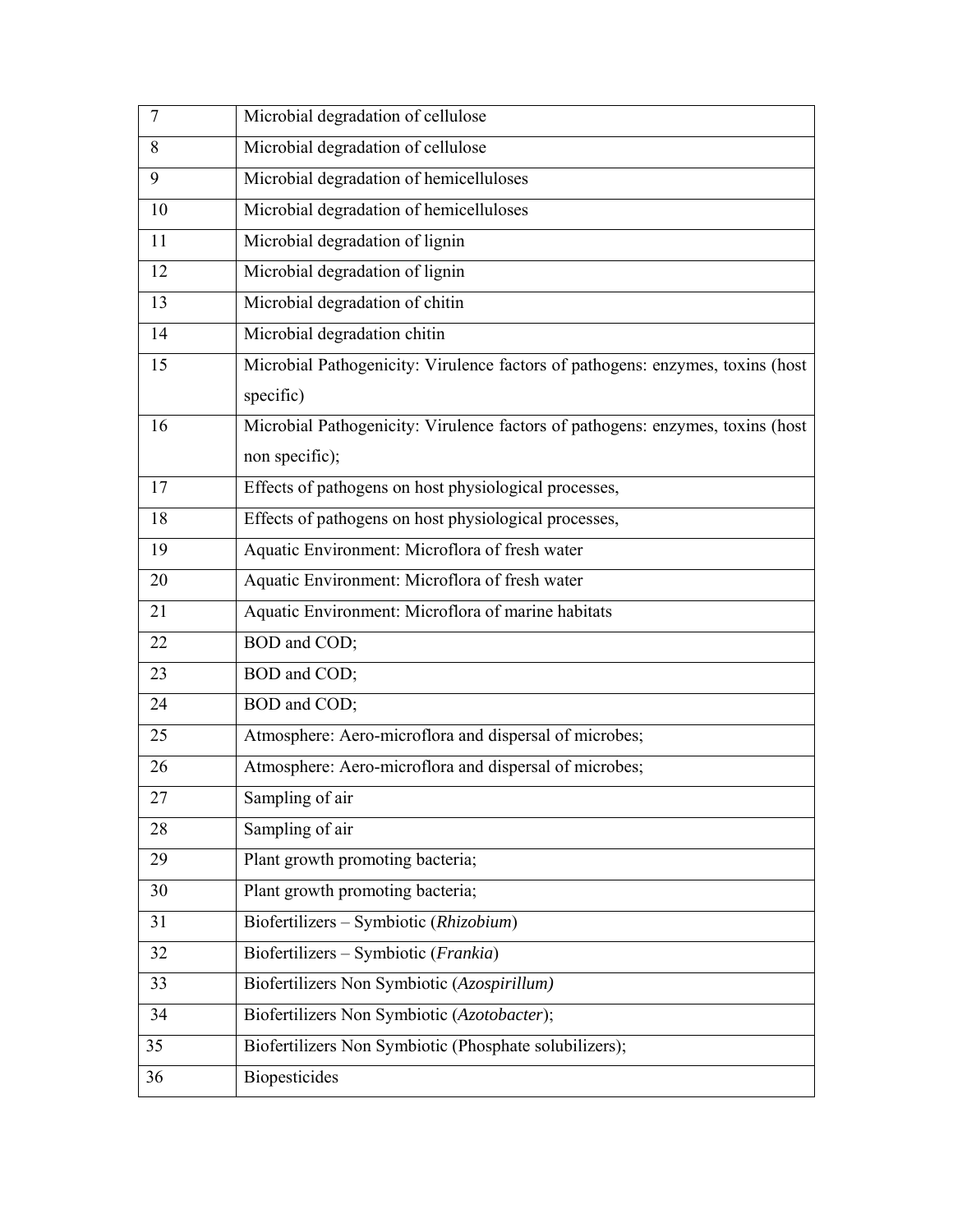| | |
|---|---|
| 7 | Microbial degradation of cellulose |
| 8 | Microbial degradation of cellulose |
| 9 | Microbial degradation of hemicelluloses |
| 10 | Microbial degradation of hemicelluloses |
| 11 | Microbial degradation of lignin |
| 12 | Microbial degradation of lignin |
| 13 | Microbial degradation of chitin |
| 14 | Microbial degradation chitin |
| 15 | Microbial Pathogenicity: Virulence factors of pathogens: enzymes, toxins (host specific) |
| 16 | Microbial Pathogenicity: Virulence factors of pathogens: enzymes, toxins (host non specific); |
| 17 | Effects of pathogens on host physiological processes, |
| 18 | Effects of pathogens on host physiological processes, |
| 19 | Aquatic Environment: Microflora of fresh water |
| 20 | Aquatic Environment: Microflora of fresh water |
| 21 | Aquatic Environment: Microflora of marine habitats |
| 22 | BOD and COD; |
| 23 | BOD and COD; |
| 24 | BOD and COD; |
| 25 | Atmosphere: Aero-microflora and dispersal of microbes; |
| 26 | Atmosphere: Aero-microflora and dispersal of microbes; |
| 27 | Sampling of air |
| 28 | Sampling of air |
| 29 | Plant growth promoting bacteria; |
| 30 | Plant growth promoting bacteria; |
| 31 | Biofertilizers – Symbiotic (*Rhizobium*) |
| 32 | Biofertilizers – Symbiotic (*Frankia*) |
| 33 | Biofertilizers Non Symbiotic (*Azospirillum)* |
| 34 | Biofertilizers Non Symbiotic (*Azotobacter*); |
| 35 | Biofertilizers Non Symbiotic (Phosphate solubilizers); |
| 36 | Biopesticides |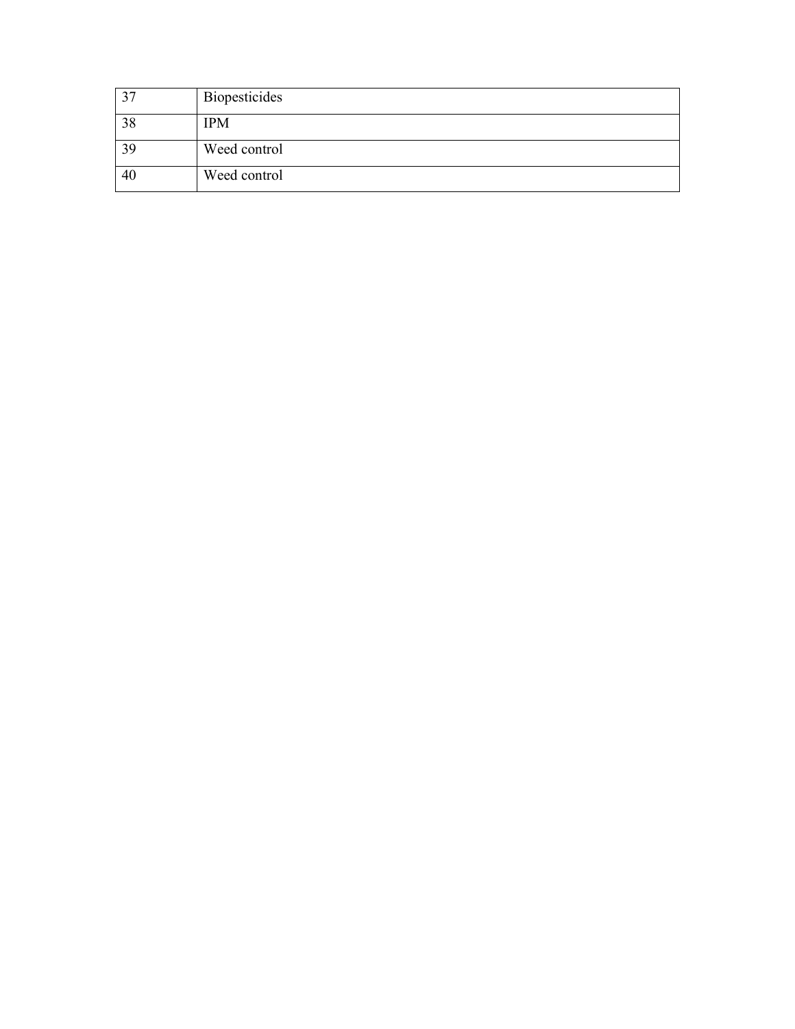| | |
|---|---|
| 37 | Biopesticides |
| 38 | IPM |
| 39 | Weed control |
| 40 | Weed control |